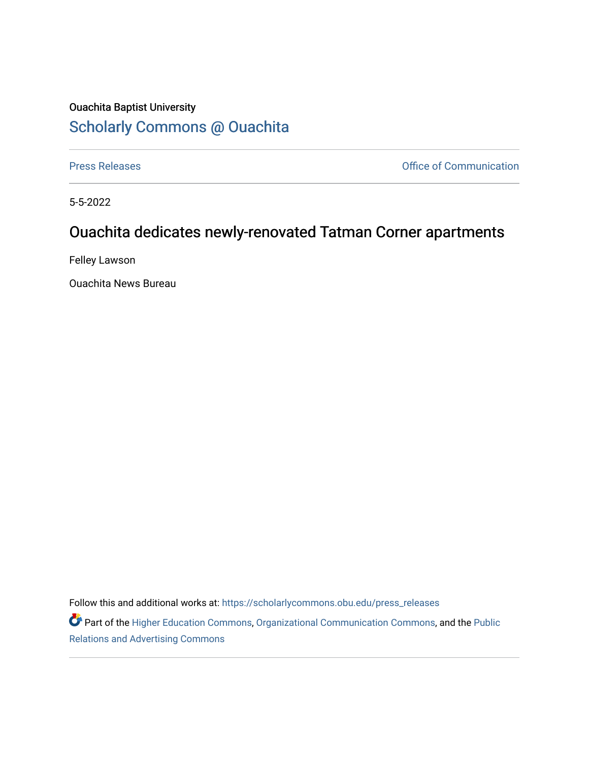Ouachita Baptist University

# Scholarly Commons @ Ouachita

Press Releases | Office of Communication

5-5-2022

## Ouachita dedicates newly-renovated Tatman Corner apartments

Felley Lawson

Ouachita News Bureau

Follow this and additional works at: https://scholarlycommons.obu.edu/press_releases

Part of the Higher Education Commons, Organizational Communication Commons, and the Public Relations and Advertising Commons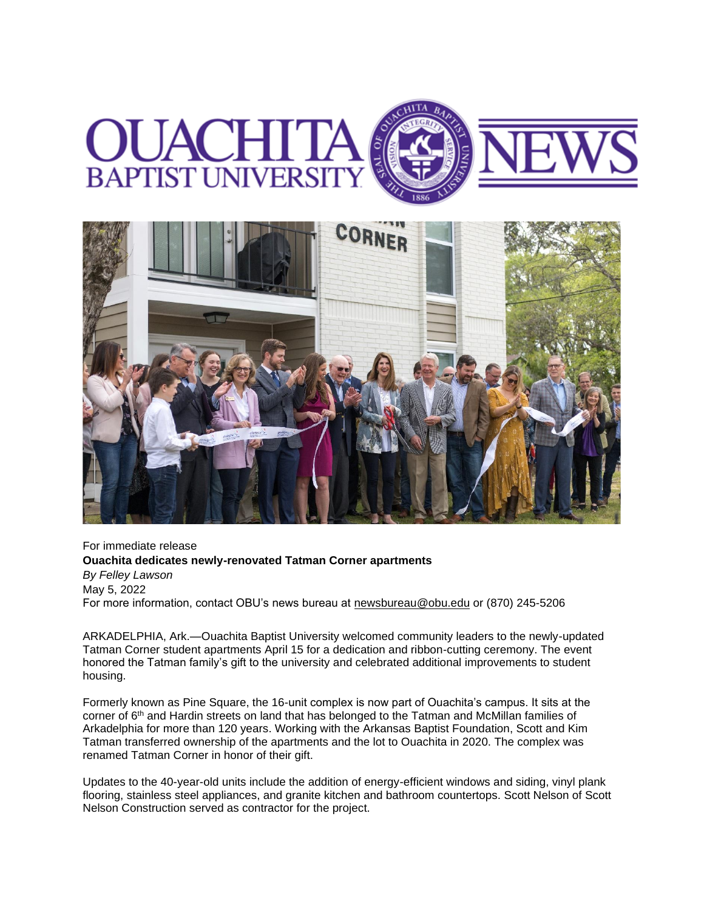For immediate release

**Ouachita dedicates newly-renovated Tatman Corner apartments**

*By Felley Lawson*

May 5, 2022

For more information, contact OBU's news bureau at newsbureau@obu.edu or (870) 245-5206

ARKADELPHIA, Ark.—Ouachita Baptist University welcomed community leaders to the newly-updated Tatman Corner student apartments April 15 for a dedication and ribbon-cutting ceremony. The event honored the Tatman family's gift to the university and celebrated additional improvements to student housing.

Formerly known as Pine Square, the 16-unit complex is now part of Ouachita's campus. It sits at the corner of 6th and Hardin streets on land that has belonged to the Tatman and McMillan families of Arkadelphia for more than 120 years. Working with the Arkansas Baptist Foundation, Scott and Kim Tatman transferred ownership of the apartments and the lot to Ouachita in 2020. The complex was renamed Tatman Corner in honor of their gift.

Updates to the 40-year-old units include the addition of energy-efficient windows and siding, vinyl plank flooring, stainless steel appliances, and granite kitchen and bathroom countertops. Scott Nelson of Scott Nelson Construction served as contractor for the project.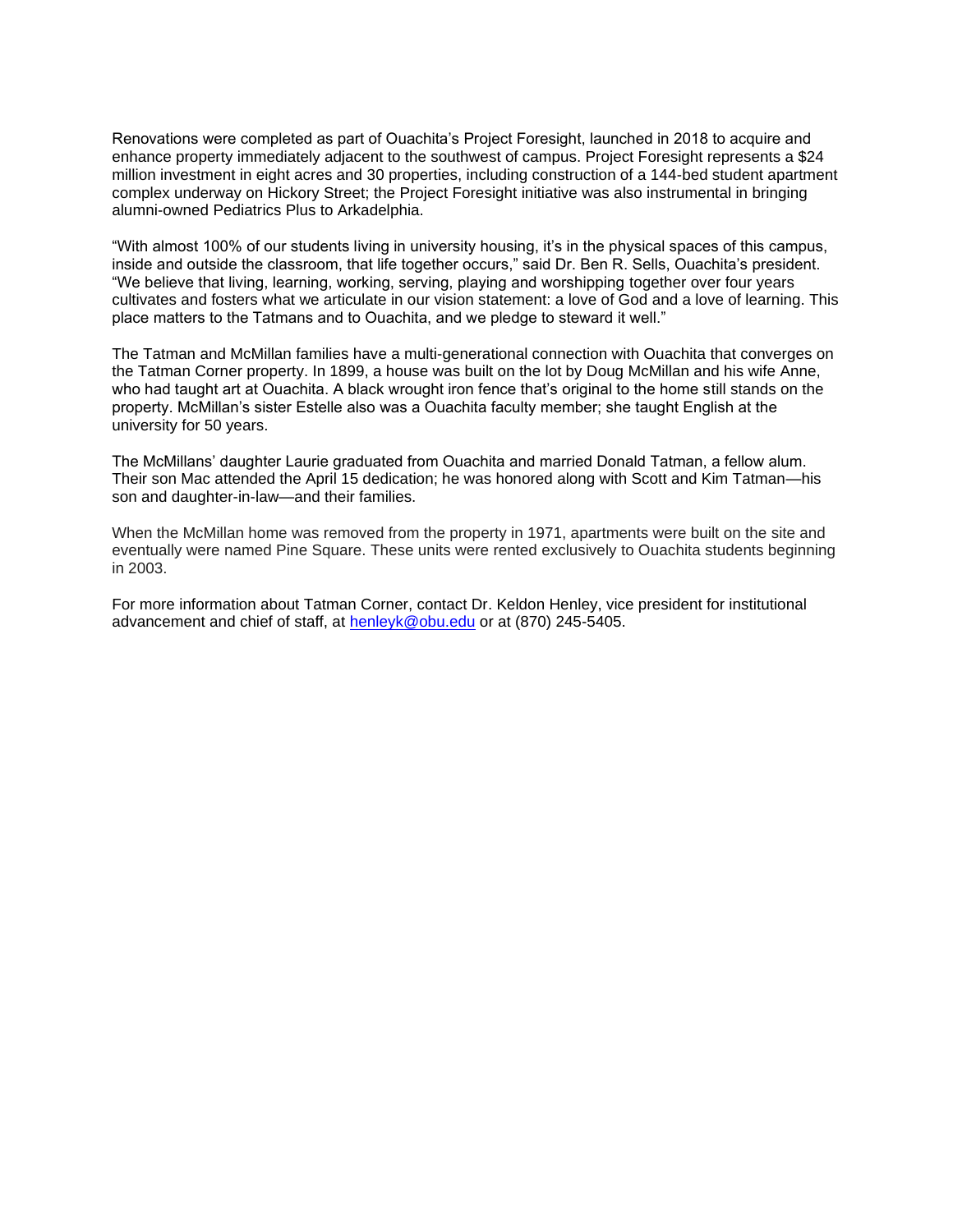Renovations were completed as part of Ouachita's Project Foresight, launched in 2018 to acquire and enhance property immediately adjacent to the southwest of campus. Project Foresight represents a $24 million investment in eight acres and 30 properties, including construction of a 144-bed student apartment complex underway on Hickory Street; the Project Foresight initiative was also instrumental in bringing alumni-owned Pediatrics Plus to Arkadelphia.

"With almost 100% of our students living in university housing, it's in the physical spaces of this campus, inside and outside the classroom, that life together occurs," said Dr. Ben R. Sells, Ouachita's president. "We believe that living, learning, working, serving, playing and worshipping together over four years cultivates and fosters what we articulate in our vision statement: a love of God and a love of learning. This place matters to the Tatmans and to Ouachita, and we pledge to steward it well."

The Tatman and McMillan families have a multi-generational connection with Ouachita that converges on the Tatman Corner property. In 1899, a house was built on the lot by Doug McMillan and his wife Anne, who had taught art at Ouachita. A black wrought iron fence that's original to the home still stands on the property. McMillan's sister Estelle also was a Ouachita faculty member; she taught English at the university for 50 years.

The McMillans' daughter Laurie graduated from Ouachita and married Donald Tatman, a fellow alum. Their son Mac attended the April 15 dedication; he was honored along with Scott and Kim Tatman—his son and daughter-in-law—and their families.

When the McMillan home was removed from the property in 1971, apartments were built on the site and eventually were named Pine Square. These units were rented exclusively to Ouachita students beginning in 2003.

For more information about Tatman Corner, contact Dr. Keldon Henley, vice president for institutional advancement and chief of staff, at henleyk@obu.edu or at (870) 245-5405.